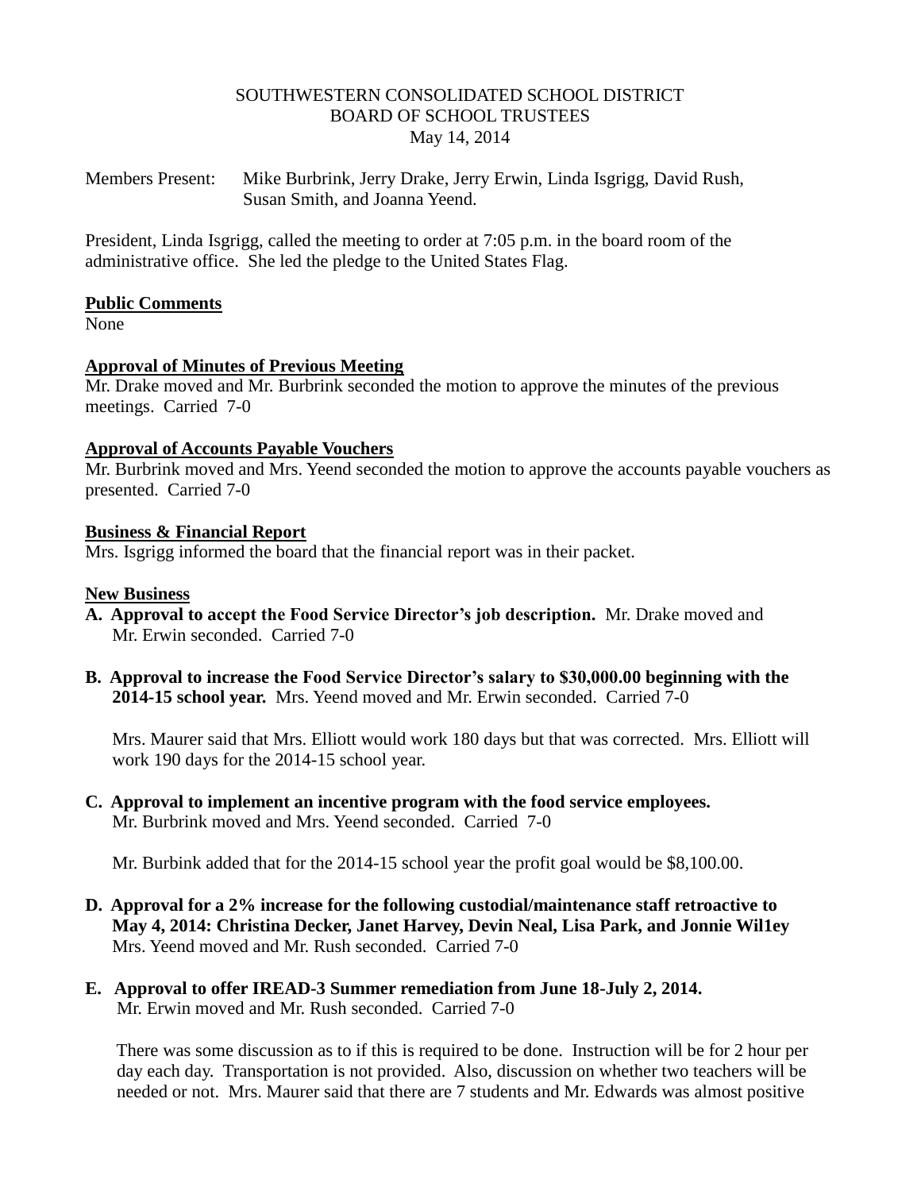SOUTHWESTERN CONSOLIDATED SCHOOL DISTRICT
BOARD OF SCHOOL TRUSTEES
May 14, 2014

Members Present: Mike Burbrink, Jerry Drake, Jerry Erwin, Linda Isgrigg, David Rush, Susan Smith, and Joanna Yeend.

President, Linda Isgrigg, called the meeting to order at 7:05 p.m. in the board room of the administrative office. She led the pledge to the United States Flag.

**Public Comments**

None

**Approval of Minutes of Previous Meeting**

Mr. Drake moved and Mr. Burbrink seconded the motion to approve the minutes of the previous meetings. Carried 7-0

**Approval of Accounts Payable Vouchers**

Mr. Burbrink moved and Mrs. Yeend seconded the motion to approve the accounts payable vouchers as presented. Carried 7-0

**Business & Financial Report**

Mrs. Isgrigg informed the board that the financial report was in their packet.

**New Business**

**A. Approval to accept the Food Service Director's job description.** Mr. Drake moved and Mr. Erwin seconded. Carried 7-0

**B. Approval to increase the Food Service Director's salary to $30,000.00 beginning with the 2014-15 school year.** Mrs. Yeend moved and Mr. Erwin seconded. Carried 7-0

Mrs. Maurer said that Mrs. Elliott would work 180 days but that was corrected. Mrs. Elliott will work 190 days for the 2014-15 school year.

**C. Approval to implement an incentive program with the food service employees.** Mr. Burbrink moved and Mrs. Yeend seconded. Carried 7-0

Mr. Burbink added that for the 2014-15 school year the profit goal would be $8,100.00.

**D. Approval for a 2% increase for the following custodial/maintenance staff retroactive to May 4, 2014: Christina Decker, Janet Harvey, Devin Neal, Lisa Park, and Jonnie Wil1ey** Mrs. Yeend moved and Mr. Rush seconded. Carried 7-0

**E. Approval to offer IREAD-3 Summer remediation from June 18-July 2, 2014.** Mr. Erwin moved and Mr. Rush seconded. Carried 7-0

There was some discussion as to if this is required to be done. Instruction will be for 2 hour per day each day. Transportation is not provided. Also, discussion on whether two teachers will be needed or not. Mrs. Maurer said that there are 7 students and Mr. Edwards was almost positive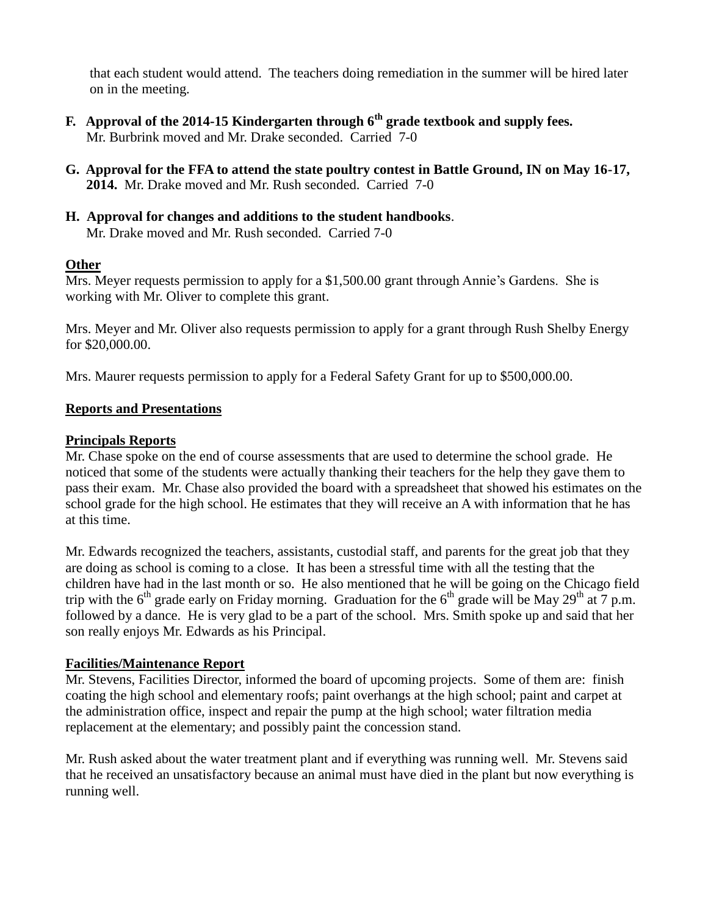that each student would attend. The teachers doing remediation in the summer will be hired later on in the meeting.

**F. Approval of the 2014-15 Kindergarten through 6th grade textbook and supply fees.**
Mr. Burbrink moved and Mr. Drake seconded. Carried 7-0

**G. Approval for the FFA to attend the state poultry contest in Battle Ground, IN on May 16-17, 2014.** Mr. Drake moved and Mr. Rush seconded. Carried 7-0

**H. Approval for changes and additions to the student handbooks.**
Mr. Drake moved and Mr. Rush seconded. Carried 7-0

**Other**

Mrs. Meyer requests permission to apply for a $1,500.00 grant through Annie's Gardens. She is working with Mr. Oliver to complete this grant.

Mrs. Meyer and Mr. Oliver also requests permission to apply for a grant through Rush Shelby Energy for $20,000.00.

Mrs. Maurer requests permission to apply for a Federal Safety Grant for up to $500,000.00.

**Reports and Presentations**

**Principals Reports**

Mr. Chase spoke on the end of course assessments that are used to determine the school grade. He noticed that some of the students were actually thanking their teachers for the help they gave them to pass their exam. Mr. Chase also provided the board with a spreadsheet that showed his estimates on the school grade for the high school. He estimates that they will receive an A with information that he has at this time.

Mr. Edwards recognized the teachers, assistants, custodial staff, and parents for the great job that they are doing as school is coming to a close. It has been a stressful time with all the testing that the children have had in the last month or so. He also mentioned that he will be going on the Chicago field trip with the 6th grade early on Friday morning. Graduation for the 6th grade will be May 29th at 7 p.m. followed by a dance. He is very glad to be a part of the school. Mrs. Smith spoke up and said that her son really enjoys Mr. Edwards as his Principal.

**Facilities/Maintenance Report**

Mr. Stevens, Facilities Director, informed the board of upcoming projects. Some of them are: finish coating the high school and elementary roofs; paint overhangs at the high school; paint and carpet at the administration office, inspect and repair the pump at the high school; water filtration media replacement at the elementary; and possibly paint the concession stand.

Mr. Rush asked about the water treatment plant and if everything was running well. Mr. Stevens said that he received an unsatisfactory because an animal must have died in the plant but now everything is running well.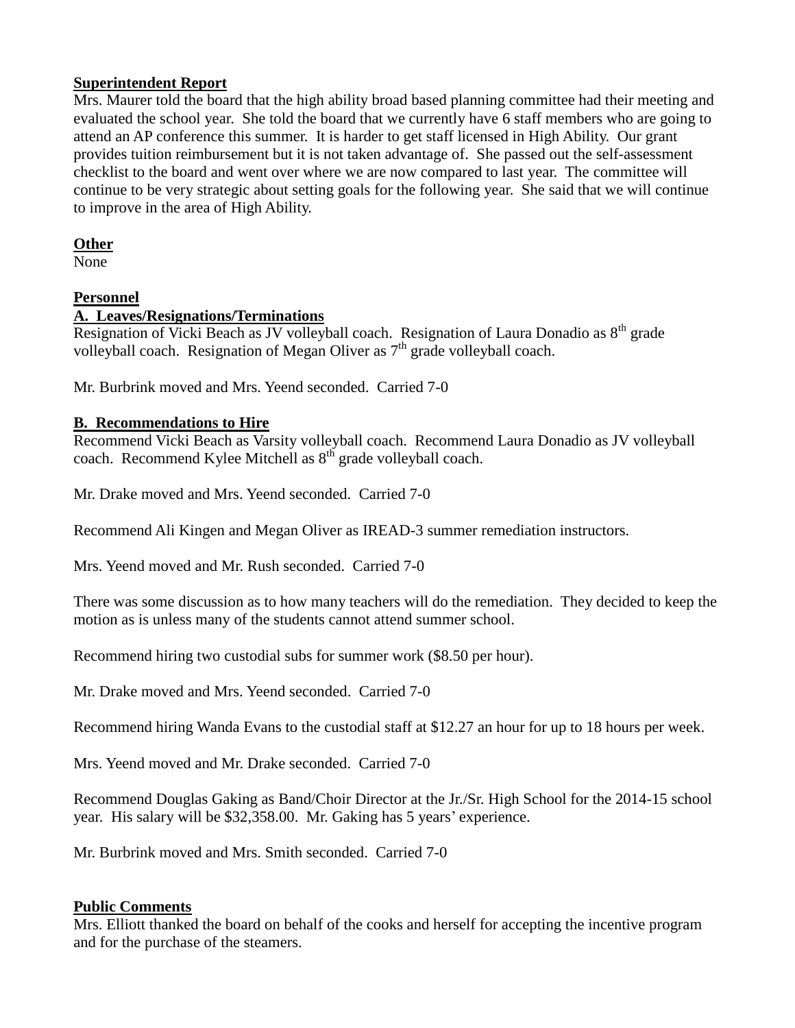**Superintendent Report**

Mrs. Maurer told the board that the high ability broad based planning committee had their meeting and evaluated the school year. She told the board that we currently have 6 staff members who are going to attend an AP conference this summer. It is harder to get staff licensed in High Ability. Our grant provides tuition reimbursement but it is not taken advantage of. She passed out the self-assessment checklist to the board and went over where we are now compared to last year. The committee will continue to be very strategic about setting goals for the following year. She said that we will continue to improve in the area of High Ability.

**Other**

None

**Personnel**

**A. Leaves/Resignations/Terminations**

Resignation of Vicki Beach as JV volleyball coach. Resignation of Laura Donadio as 8th grade volleyball coach. Resignation of Megan Oliver as 7th grade volleyball coach.

Mr. Burbrink moved and Mrs. Yeend seconded. Carried 7-0

**B. Recommendations to Hire**

Recommend Vicki Beach as Varsity volleyball coach. Recommend Laura Donadio as JV volleyball coach. Recommend Kylee Mitchell as 8th grade volleyball coach.

Mr. Drake moved and Mrs. Yeend seconded. Carried 7-0

Recommend Ali Kingen and Megan Oliver as IREAD-3 summer remediation instructors.

Mrs. Yeend moved and Mr. Rush seconded. Carried 7-0

There was some discussion as to how many teachers will do the remediation. They decided to keep the motion as is unless many of the students cannot attend summer school.

Recommend hiring two custodial subs for summer work ($8.50 per hour).

Mr. Drake moved and Mrs. Yeend seconded. Carried 7-0

Recommend hiring Wanda Evans to the custodial staff at $12.27 an hour for up to 18 hours per week.

Mrs. Yeend moved and Mr. Drake seconded. Carried 7-0

Recommend Douglas Gaking as Band/Choir Director at the Jr./Sr. High School for the 2014-15 school year. His salary will be $32,358.00. Mr. Gaking has 5 years' experience.

Mr. Burbrink moved and Mrs. Smith seconded. Carried 7-0

**Public Comments**

Mrs. Elliott thanked the board on behalf of the cooks and herself for accepting the incentive program and for the purchase of the steamers.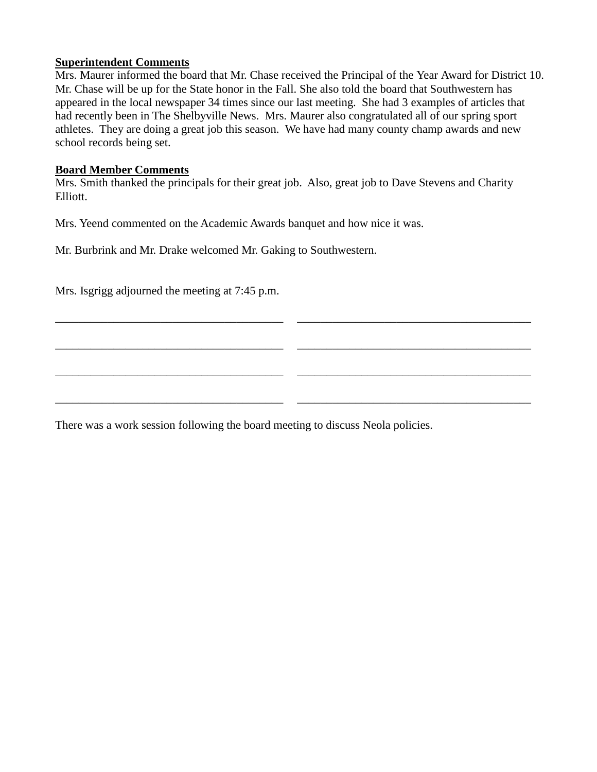**Superintendent Comments**

Mrs. Maurer informed the board that Mr. Chase received the Principal of the Year Award for District 10. Mr. Chase will be up for the State honor in the Fall. She also told the board that Southwestern has appeared in the local newspaper 34 times since our last meeting. She had 3 examples of articles that had recently been in The Shelbyville News. Mrs. Maurer also congratulated all of our spring sport athletes. They are doing a great job this season. We have had many county champ awards and new school records being set.

**Board Member Comments**

Mrs. Smith thanked the principals for their great job. Also, great job to Dave Stevens and Charity Elliott.

Mrs. Yeend commented on the Academic Awards banquet and how nice it was.

Mr. Burbrink and Mr. Drake welcomed Mr. Gaking to Southwestern.

Mrs. Isgrigg adjourned the meeting at 7:45 p.m.

\_\_\_\_\_\_\_\_\_\_\_\_\_\_\_\_\_\_\_\_\_\_\_\_\_\_\_\_\_\_\_\_\_\_\_\_\_\_\_\_ \_\_\_\_\_\_\_\_\_\_\_\_\_\_\_\_\_\_\_\_\_\_\_\_\_\_\_\_\_\_\_\_\_\_\_\_\_\_\_\_

\_\_\_\_\_\_\_\_\_\_\_\_\_\_\_\_\_\_\_\_\_\_\_\_\_\_\_\_\_\_\_\_\_\_\_\_\_\_\_\_ \_\_\_\_\_\_\_\_\_\_\_\_\_\_\_\_\_\_\_\_\_\_\_\_\_\_\_\_\_\_\_\_\_\_\_\_\_\_\_\_

\_\_\_\_\_\_\_\_\_\_\_\_\_\_\_\_\_\_\_\_\_\_\_\_\_\_\_\_\_\_\_\_\_\_\_\_\_\_\_\_ \_\_\_\_\_\_\_\_\_\_\_\_\_\_\_\_\_\_\_\_\_\_\_\_\_\_\_\_\_\_\_\_\_\_\_\_\_\_\_\_

\_\_\_\_\_\_\_\_\_\_\_\_\_\_\_\_\_\_\_\_\_\_\_\_\_\_\_\_\_\_\_\_\_\_\_\_\_\_\_\_ \_\_\_\_\_\_\_\_\_\_\_\_\_\_\_\_\_\_\_\_\_\_\_\_\_\_\_\_\_\_\_\_\_\_\_\_\_\_\_\_

There was a work session following the board meeting to discuss Neola policies.